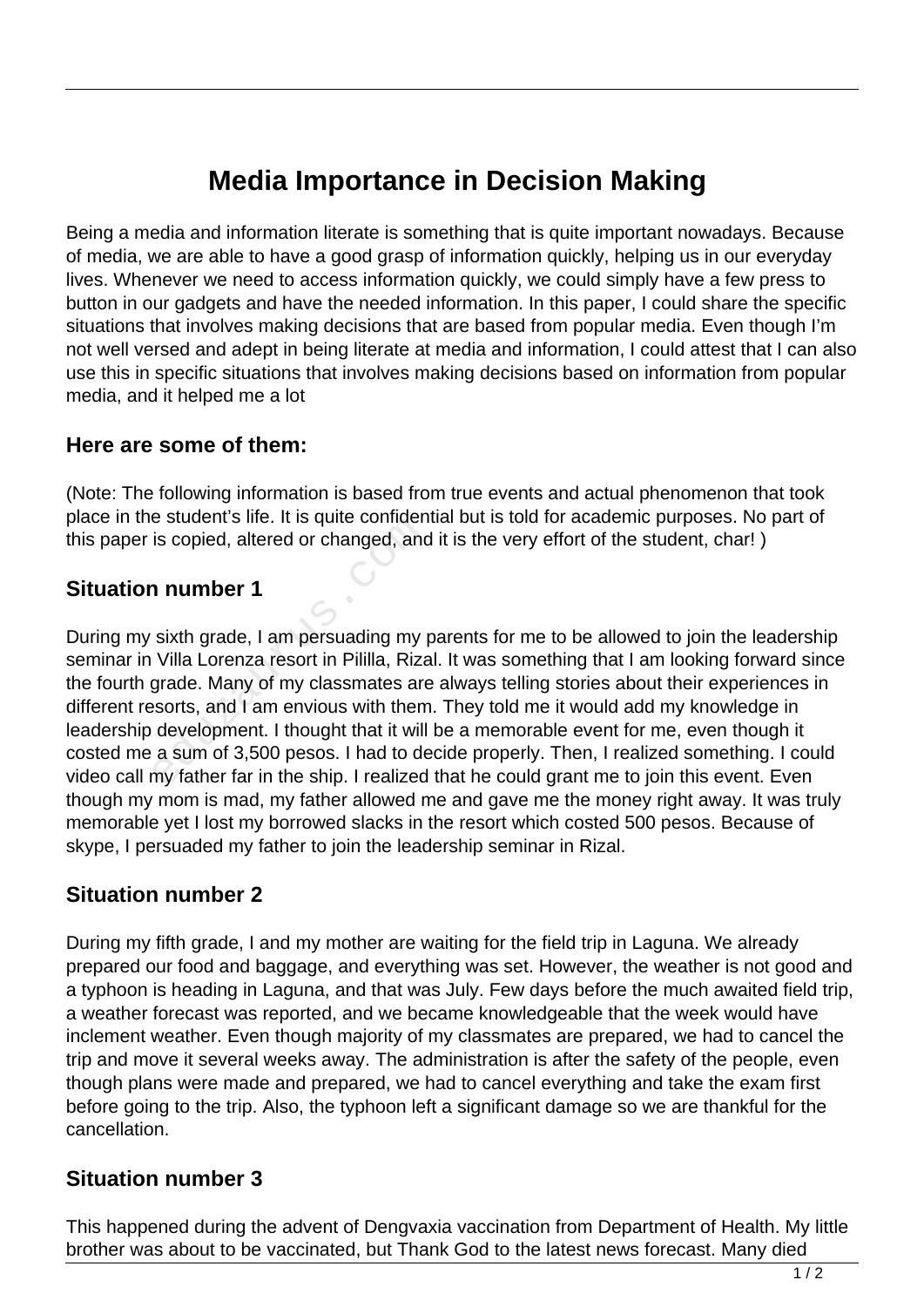# Media Importance in Decision Making

Being a media and information literate is something that is quite important nowadays. Because of media, we are able to have a good grasp of information quickly, helping us in our everyday lives. Whenever we need to access information quickly, we could simply have a few press to button in our gadgets and have the needed information. In this paper, I could share the specific situations that involves making decisions that are based from popular media. Even though I'm not well versed and adept in being literate at media and information, I could attest that I can also use this in specific situations that involves making decisions based on information from popular media, and it helped me a lot

### Here are some of them:

(Note: The following information is based from true events and actual phenomenon that took place in the student's life. It is quite confidential but is told for academic purposes. No part of this paper is copied, altered or changed, and it is the very effort of the student, char! )

### Situation number 1

During my sixth grade, I am persuading my parents for me to be allowed to join the leadership seminar in Villa Lorenza resort in Pililla, Rizal. It was something that I am looking forward since the fourth grade. Many of my classmates are always telling stories about their experiences in different resorts, and I am envious with them. They told me it would add my knowledge in leadership development. I thought that it will be a memorable event for me, even though it costed me a sum of 3,500 pesos. I had to decide properly. Then, I realized something. I could video call my father far in the ship. I realized that he could grant me to join this event. Even though my mom is mad, my father allowed me and gave me the money right away. It was truly memorable yet I lost my borrowed slacks in the resort which costed 500 pesos. Because of skype, I persuaded my father to join the leadership seminar in Rizal.

### Situation number 2

During my fifth grade, I and my mother are waiting for the field trip in Laguna. We already prepared our food and baggage, and everything was set. However, the weather is not good and a typhoon is heading in Laguna, and that was July. Few days before the much awaited field trip, a weather forecast was reported, and we became knowledgeable that the week would have inclement weather. Even though majority of my classmates are prepared, we had to cancel the trip and move it several weeks away. The administration is after the safety of the people, even though plans were made and prepared, we had to cancel everything and take the exam first before going to the trip. Also, the typhoon left a significant damage so we are thankful for the cancellation.

### Situation number 3

This happened during the advent of Dengvaxia vaccination from Department of Health. My little brother was about to be vaccinated, but Thank God to the latest news forecast. Many died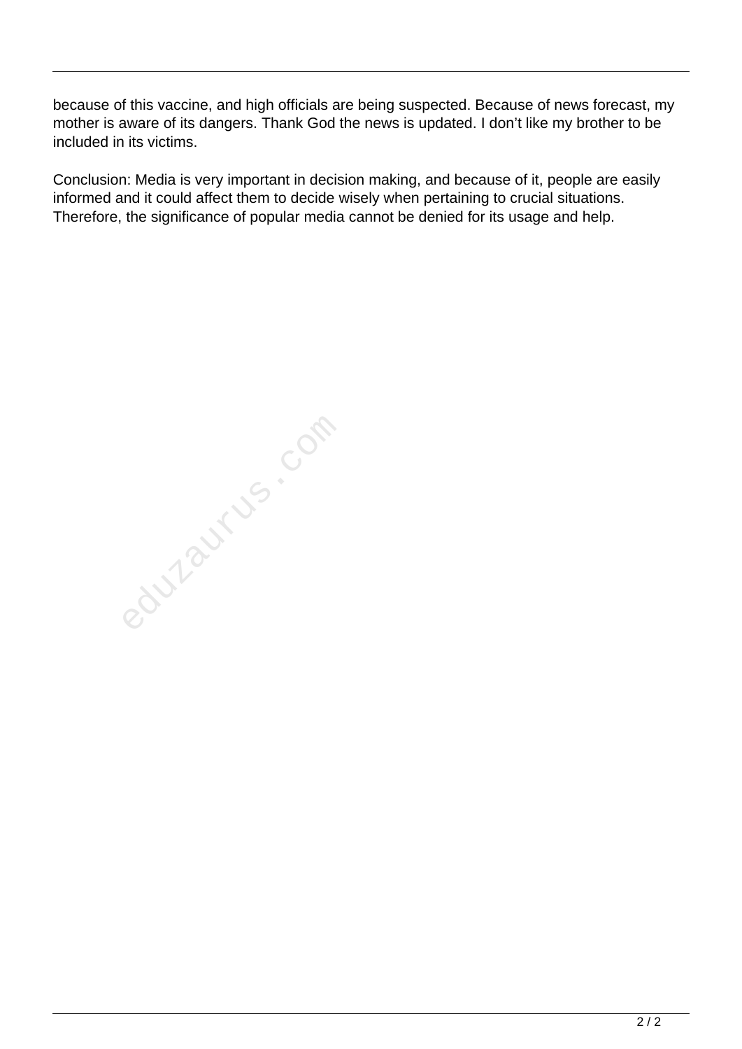because of this vaccine, and high officials are being suspected. Because of news forecast, my mother is aware of its dangers. Thank God the news is updated. I don't like my brother to be included in its victims.

Conclusion: Media is very important in decision making, and because of it, people are easily informed and it could affect them to decide wisely when pertaining to crucial situations. Therefore, the significance of popular media cannot be denied for its usage and help.